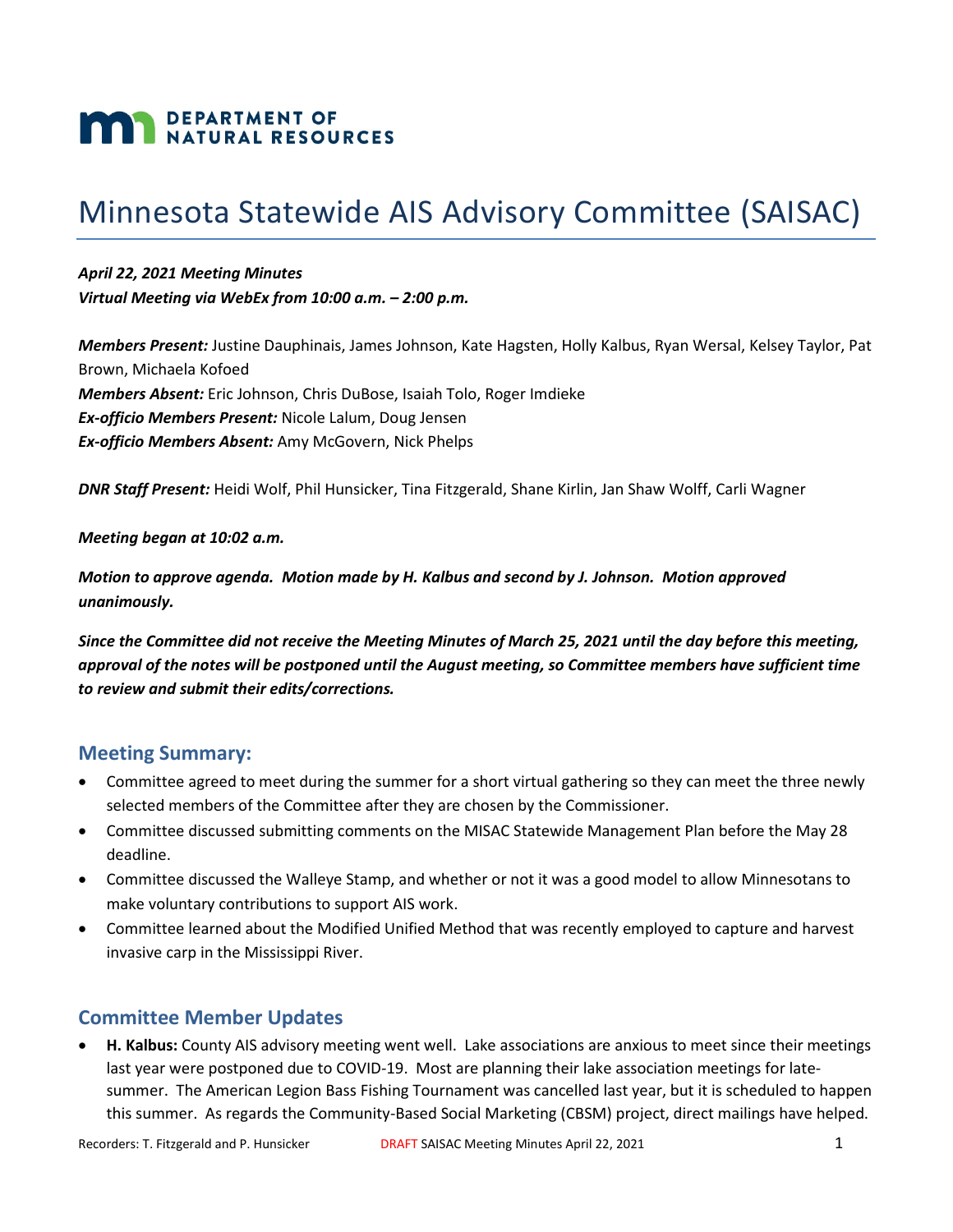DEPARTMENT OF NATURAL RESOURCES

# Minnesota Statewide AIS Advisory Committee (SAISAC)

***April 22, 2021 Meeting Minutes***
***Virtual Meeting via WebEx from 10:00 a.m. – 2:00 p.m.***

***Members Present:*** Justine Dauphinais, James Johnson, Kate Hagsten, Holly Kalbus, Ryan Wersal, Kelsey Taylor, Pat Brown, Michaela Kofoed
***Members Absent:*** Eric Johnson, Chris DuBose, Isaiah Tolo, Roger Imdieke
***Ex-officio Members Present:*** Nicole Lalum, Doug Jensen
***Ex-officio Members Absent:*** Amy McGovern, Nick Phelps

***DNR Staff Present:*** Heidi Wolf, Phil Hunsicker, Tina Fitzgerald, Shane Kirlin, Jan Shaw Wolff, Carli Wagner

***Meeting began at 10:02 a.m.***

***Motion to approve agenda. Motion made by H. Kalbus and second by J. Johnson. Motion approved unanimously.***

***Since the Committee did not receive the Meeting Minutes of March 25, 2021 until the day before this meeting, approval of the notes will be postponed until the August meeting, so Committee members have sufficient time to review and submit their edits/corrections.***

## Meeting Summary:

- Committee agreed to meet during the summer for a short virtual gathering so they can meet the three newly selected members of the Committee after they are chosen by the Commissioner.
- Committee discussed submitting comments on the MISAC Statewide Management Plan before the May 28 deadline.
- Committee discussed the Walleye Stamp, and whether or not it was a good model to allow Minnesotans to make voluntary contributions to support AIS work.
- Committee learned about the Modified Unified Method that was recently employed to capture and harvest invasive carp in the Mississippi River.

## Committee Member Updates

- **H. Kalbus:** County AIS advisory meeting went well. Lake associations are anxious to meet since their meetings last year were postponed due to COVID-19. Most are planning their lake association meetings for late-summer. The American Legion Bass Fishing Tournament was cancelled last year, but it is scheduled to happen this summer. As regards the Community-Based Social Marketing (CBSM) project, direct mailings have helped.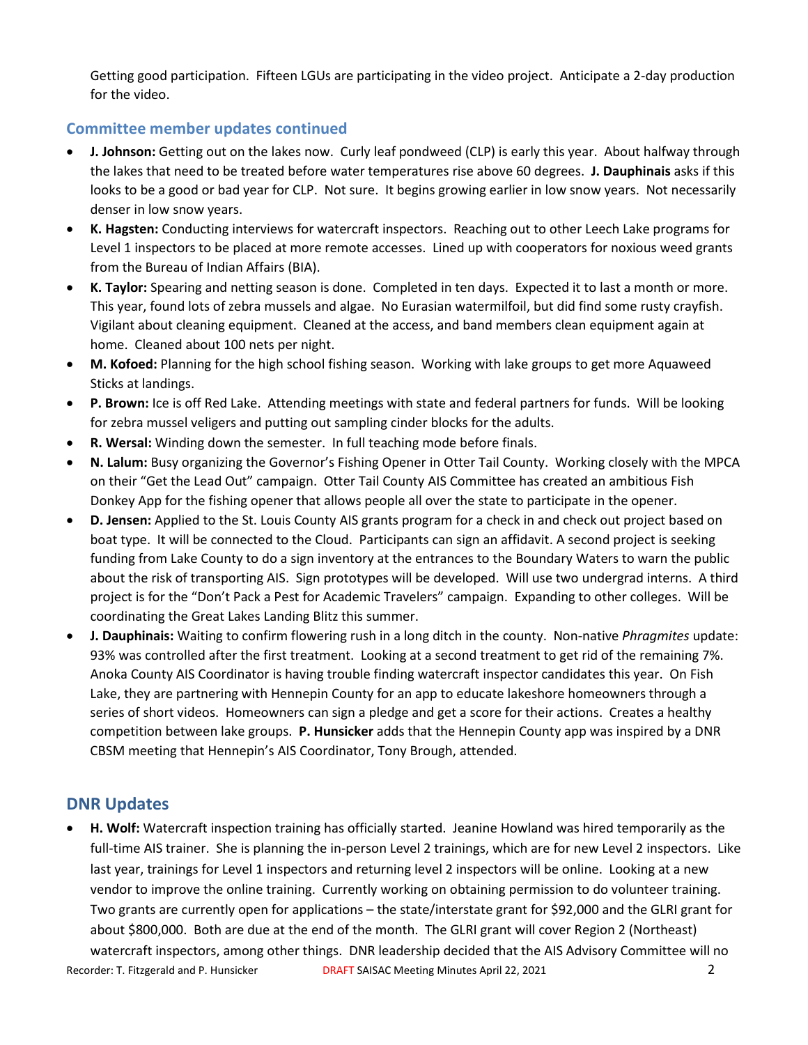Getting good participation. Fifteen LGUs are participating in the video project. Anticipate a 2-day production for the video.

## Committee member updates continued

- **J. Johnson:** Getting out on the lakes now. Curly leaf pondweed (CLP) is early this year. About halfway through the lakes that need to be treated before water temperatures rise above 60 degrees. **J. Dauphinais** asks if this looks to be a good or bad year for CLP. Not sure. It begins growing earlier in low snow years. Not necessarily denser in low snow years.
- **K. Hagsten:** Conducting interviews for watercraft inspectors. Reaching out to other Leech Lake programs for Level 1 inspectors to be placed at more remote accesses. Lined up with cooperators for noxious weed grants from the Bureau of Indian Affairs (BIA).
- **K. Taylor:** Spearing and netting season is done. Completed in ten days. Expected it to last a month or more. This year, found lots of zebra mussels and algae. No Eurasian watermilfoil, but did find some rusty crayfish. Vigilant about cleaning equipment. Cleaned at the access, and band members clean equipment again at home. Cleaned about 100 nets per night.
- **M. Kofoed:** Planning for the high school fishing season. Working with lake groups to get more Aquaweed Sticks at landings.
- **P. Brown:** Ice is off Red Lake. Attending meetings with state and federal partners for funds. Will be looking for zebra mussel veligers and putting out sampling cinder blocks for the adults.
- **R. Wersal:** Winding down the semester. In full teaching mode before finals.
- **N. Lalum:** Busy organizing the Governor's Fishing Opener in Otter Tail County. Working closely with the MPCA on their "Get the Lead Out" campaign. Otter Tail County AIS Committee has created an ambitious Fish Donkey App for the fishing opener that allows people all over the state to participate in the opener.
- **D. Jensen:** Applied to the St. Louis County AIS grants program for a check in and check out project based on boat type. It will be connected to the Cloud. Participants can sign an affidavit. A second project is seeking funding from Lake County to do a sign inventory at the entrances to the Boundary Waters to warn the public about the risk of transporting AIS. Sign prototypes will be developed. Will use two undergrad interns. A third project is for the "Don't Pack a Pest for Academic Travelers" campaign. Expanding to other colleges. Will be coordinating the Great Lakes Landing Blitz this summer.
- **J. Dauphinais:** Waiting to confirm flowering rush in a long ditch in the county. Non-native *Phragmites* update: 93% was controlled after the first treatment. Looking at a second treatment to get rid of the remaining 7%. Anoka County AIS Coordinator is having trouble finding watercraft inspector candidates this year. On Fish Lake, they are partnering with Hennepin County for an app to educate lakeshore homeowners through a series of short videos. Homeowners can sign a pledge and get a score for their actions. Creates a healthy competition between lake groups. **P. Hunsicker** adds that the Hennepin County app was inspired by a DNR CBSM meeting that Hennepin's AIS Coordinator, Tony Brough, attended.

## DNR Updates

- **H. Wolf:** Watercraft inspection training has officially started. Jeanine Howland was hired temporarily as the full-time AIS trainer. She is planning the in-person Level 2 trainings, which are for new Level 2 inspectors. Like last year, trainings for Level 1 inspectors and returning level 2 inspectors will be online. Looking at a new vendor to improve the online training. Currently working on obtaining permission to do volunteer training. Two grants are currently open for applications – the state/interstate grant for $92,000 and the GLRI grant for about $800,000. Both are due at the end of the month. The GLRI grant will cover Region 2 (Northeast) watercraft inspectors, among other things. DNR leadership decided that the AIS Advisory Committee will no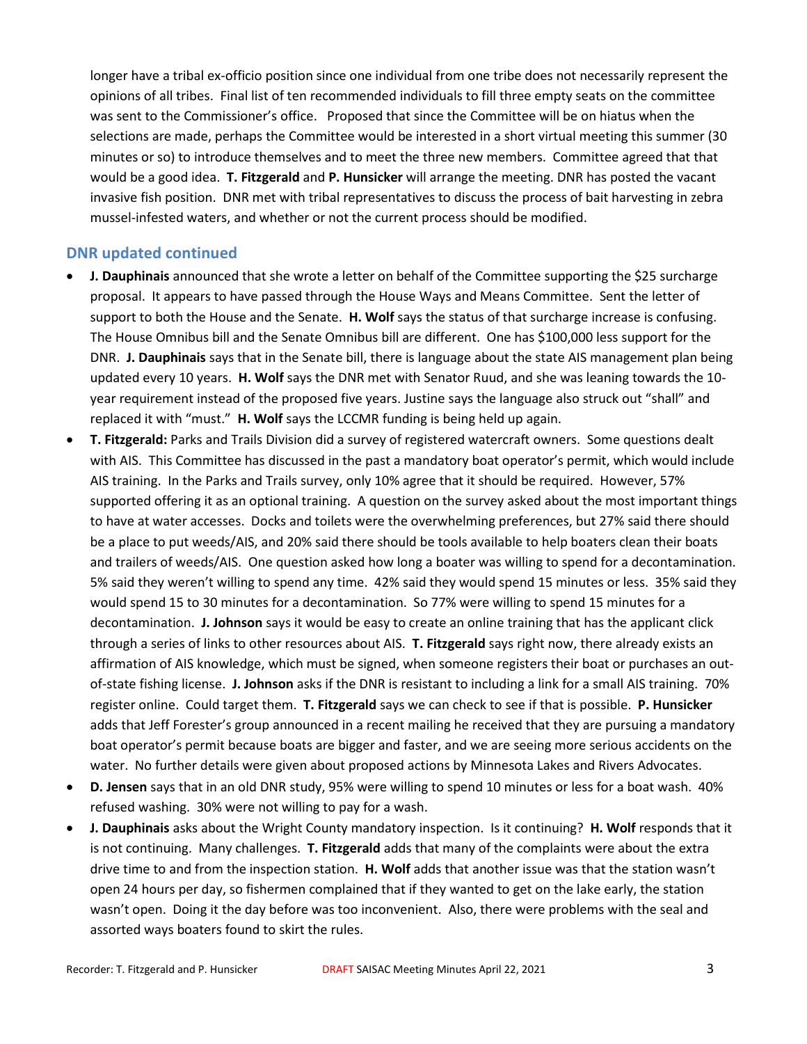longer have a tribal ex-officio position since one individual from one tribe does not necessarily represent the opinions of all tribes. Final list of ten recommended individuals to fill three empty seats on the committee was sent to the Commissioner's office. Proposed that since the Committee will be on hiatus when the selections are made, perhaps the Committee would be interested in a short virtual meeting this summer (30 minutes or so) to introduce themselves and to meet the three new members. Committee agreed that that would be a good idea. **T. Fitzgerald** and **P. Hunsicker** will arrange the meeting. DNR has posted the vacant invasive fish position. DNR met with tribal representatives to discuss the process of bait harvesting in zebra mussel-infested waters, and whether or not the current process should be modified.

## DNR updated continued

- **J. Dauphinais** announced that she wrote a letter on behalf of the Committee supporting the $25 surcharge proposal. It appears to have passed through the House Ways and Means Committee. Sent the letter of support to both the House and the Senate. **H. Wolf** says the status of that surcharge increase is confusing. The House Omnibus bill and the Senate Omnibus bill are different. One has $100,000 less support for the DNR. **J. Dauphinais** says that in the Senate bill, there is language about the state AIS management plan being updated every 10 years. **H. Wolf** says the DNR met with Senator Ruud, and she was leaning towards the 10-year requirement instead of the proposed five years. Justine says the language also struck out "shall" and replaced it with "must." **H. Wolf** says the LCCMR funding is being held up again.
- **T. Fitzgerald:** Parks and Trails Division did a survey of registered watercraft owners. Some questions dealt with AIS. This Committee has discussed in the past a mandatory boat operator's permit, which would include AIS training. In the Parks and Trails survey, only 10% agree that it should be required. However, 57% supported offering it as an optional training. A question on the survey asked about the most important things to have at water accesses. Docks and toilets were the overwhelming preferences, but 27% said there should be a place to put weeds/AIS, and 20% said there should be tools available to help boaters clean their boats and trailers of weeds/AIS. One question asked how long a boater was willing to spend for a decontamination. 5% said they weren't willing to spend any time. 42% said they would spend 15 minutes or less. 35% said they would spend 15 to 30 minutes for a decontamination. So 77% were willing to spend 15 minutes for a decontamination. **J. Johnson** says it would be easy to create an online training that has the applicant click through a series of links to other resources about AIS. **T. Fitzgerald** says right now, there already exists an affirmation of AIS knowledge, which must be signed, when someone registers their boat or purchases an out-of-state fishing license. **J. Johnson** asks if the DNR is resistant to including a link for a small AIS training. 70% register online. Could target them. **T. Fitzgerald** says we can check to see if that is possible. **P. Hunsicker** adds that Jeff Forester's group announced in a recent mailing he received that they are pursuing a mandatory boat operator's permit because boats are bigger and faster, and we are seeing more serious accidents on the water. No further details were given about proposed actions by Minnesota Lakes and Rivers Advocates.
- **D. Jensen** says that in an old DNR study, 95% were willing to spend 10 minutes or less for a boat wash. 40% refused washing. 30% were not willing to pay for a wash.
- **J. Dauphinais** asks about the Wright County mandatory inspection. Is it continuing? **H. Wolf** responds that it is not continuing. Many challenges. **T. Fitzgerald** adds that many of the complaints were about the extra drive time to and from the inspection station. **H. Wolf** adds that another issue was that the station wasn't open 24 hours per day, so fishermen complained that if they wanted to get on the lake early, the station wasn't open. Doing it the day before was too inconvenient. Also, there were problems with the seal and assorted ways boaters found to skirt the rules.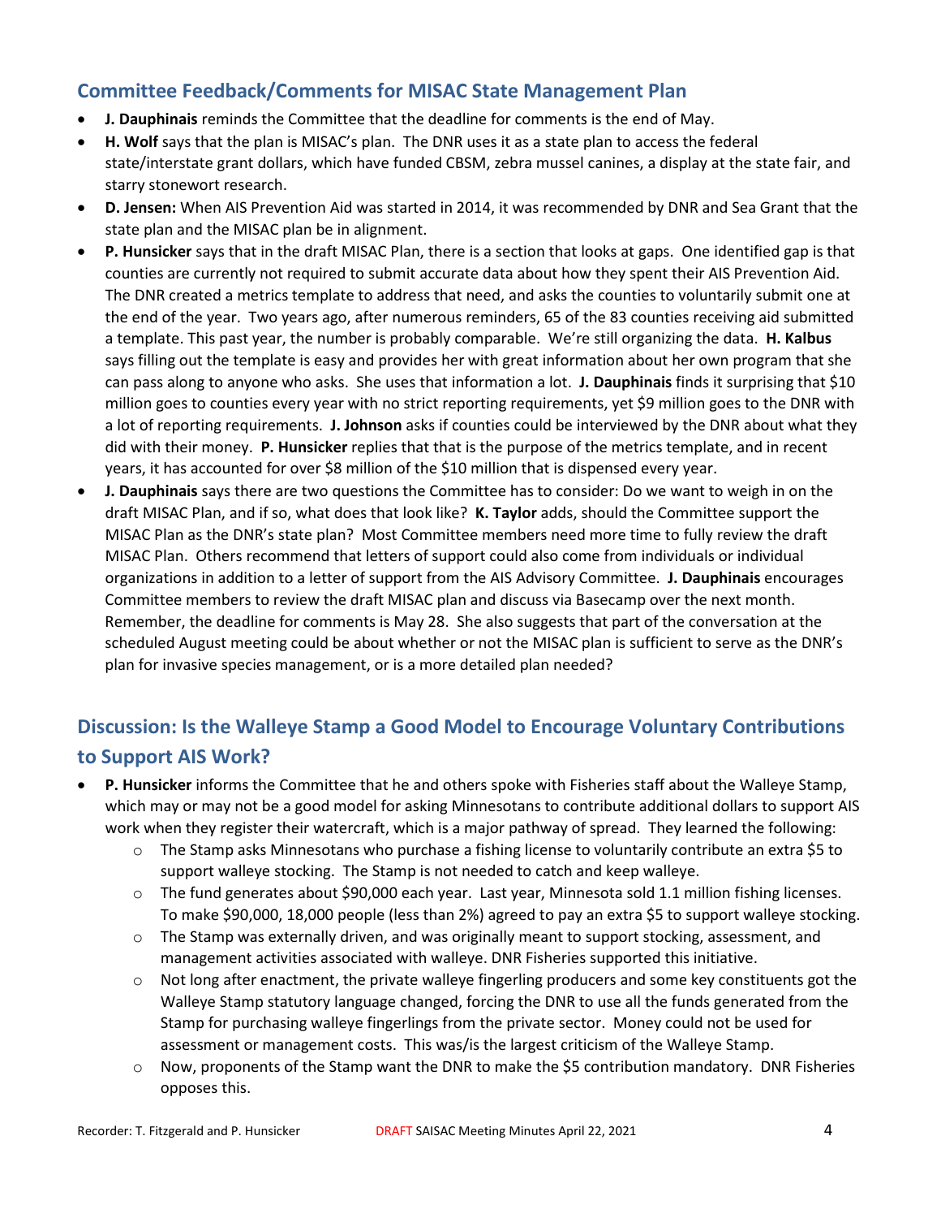## Committee Feedback/Comments for MISAC State Management Plan

- **J. Dauphinais** reminds the Committee that the deadline for comments is the end of May.
- **H. Wolf** says that the plan is MISAC's plan. The DNR uses it as a state plan to access the federal state/interstate grant dollars, which have funded CBSM, zebra mussel canines, a display at the state fair, and starry stonewort research.
- **D. Jensen:** When AIS Prevention Aid was started in 2014, it was recommended by DNR and Sea Grant that the state plan and the MISAC plan be in alignment.
- **P. Hunsicker** says that in the draft MISAC Plan, there is a section that looks at gaps. One identified gap is that counties are currently not required to submit accurate data about how they spent their AIS Prevention Aid. The DNR created a metrics template to address that need, and asks the counties to voluntarily submit one at the end of the year. Two years ago, after numerous reminders, 65 of the 83 counties receiving aid submitted a template. This past year, the number is probably comparable. We're still organizing the data. **H. Kalbus** says filling out the template is easy and provides her with great information about her own program that she can pass along to anyone who asks. She uses that information a lot. **J. Dauphinais** finds it surprising that $10 million goes to counties every year with no strict reporting requirements, yet $9 million goes to the DNR with a lot of reporting requirements. **J. Johnson** asks if counties could be interviewed by the DNR about what they did with their money. **P. Hunsicker** replies that that is the purpose of the metrics template, and in recent years, it has accounted for over $8 million of the $10 million that is dispensed every year.
- **J. Dauphinais** says there are two questions the Committee has to consider: Do we want to weigh in on the draft MISAC Plan, and if so, what does that look like? **K. Taylor** adds, should the Committee support the MISAC Plan as the DNR's state plan? Most Committee members need more time to fully review the draft MISAC Plan. Others recommend that letters of support could also come from individuals or individual organizations in addition to a letter of support from the AIS Advisory Committee. **J. Dauphinais** encourages Committee members to review the draft MISAC plan and discuss via Basecamp over the next month. Remember, the deadline for comments is May 28. She also suggests that part of the conversation at the scheduled August meeting could be about whether or not the MISAC plan is sufficient to serve as the DNR's plan for invasive species management, or is a more detailed plan needed?

## Discussion: Is the Walleye Stamp a Good Model to Encourage Voluntary Contributions to Support AIS Work?

- **P. Hunsicker** informs the Committee that he and others spoke with Fisheries staff about the Walleye Stamp, which may or may not be a good model for asking Minnesotans to contribute additional dollars to support AIS work when they register their watercraft, which is a major pathway of spread. They learned the following:
  - The Stamp asks Minnesotans who purchase a fishing license to voluntarily contribute an extra $5 to support walleye stocking. The Stamp is not needed to catch and keep walleye.
  - The fund generates about $90,000 each year. Last year, Minnesota sold 1.1 million fishing licenses. To make $90,000, 18,000 people (less than 2%) agreed to pay an extra $5 to support walleye stocking.
  - The Stamp was externally driven, and was originally meant to support stocking, assessment, and management activities associated with walleye. DNR Fisheries supported this initiative.
  - Not long after enactment, the private walleye fingerling producers and some key constituents got the Walleye Stamp statutory language changed, forcing the DNR to use all the funds generated from the Stamp for purchasing walleye fingerlings from the private sector. Money could not be used for assessment or management costs. This was/is the largest criticism of the Walleye Stamp.
  - Now, proponents of the Stamp want the DNR to make the $5 contribution mandatory. DNR Fisheries opposes this.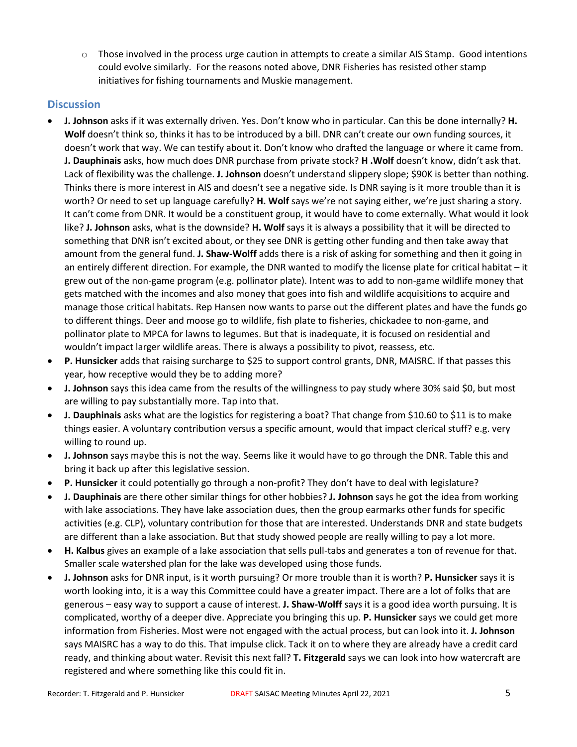- Those involved in the process urge caution in attempts to create a similar AIS Stamp. Good intentions could evolve similarly. For the reasons noted above, DNR Fisheries has resisted other stamp initiatives for fishing tournaments and Muskie management.

## Discussion

- **J. Johnson** asks if it was externally driven. Yes. Don't know who in particular. Can this be done internally? **H. Wolf** doesn't think so, thinks it has to be introduced by a bill. DNR can't create our own funding sources, it doesn't work that way. We can testify about it. Don't know who drafted the language or where it came from. **J. Dauphinais** asks, how much does DNR purchase from private stock? **H .Wolf** doesn't know, didn't ask that. Lack of flexibility was the challenge. **J. Johnson** doesn't understand slippery slope; $90K is better than nothing. Thinks there is more interest in AIS and doesn't see a negative side. Is DNR saying is it more trouble than it is worth? Or need to set up language carefully? **H. Wolf** says we're not saying either, we're just sharing a story. It can't come from DNR. It would be a constituent group, it would have to come externally. What would it look like? **J. Johnson** asks, what is the downside? **H. Wolf** says it is always a possibility that it will be directed to something that DNR isn't excited about, or they see DNR is getting other funding and then take away that amount from the general fund. **J. Shaw-Wolff** adds there is a risk of asking for something and then it going in an entirely different direction. For example, the DNR wanted to modify the license plate for critical habitat – it grew out of the non-game program (e.g. pollinator plate). Intent was to add to non-game wildlife money that gets matched with the incomes and also money that goes into fish and wildlife acquisitions to acquire and manage those critical habitats. Rep Hansen now wants to parse out the different plates and have the funds go to different things. Deer and moose go to wildlife, fish plate to fisheries, chickadee to non-game, and pollinator plate to MPCA for lawns to legumes. But that is inadequate, it is focused on residential and wouldn't impact larger wildlife areas. There is always a possibility to pivot, reassess, etc.
- **P. Hunsicker** adds that raising surcharge to $25 to support control grants, DNR, MAISRC. If that passes this year, how receptive would they be to adding more?
- **J. Johnson** says this idea came from the results of the willingness to pay study where 30% said $0, but most are willing to pay substantially more. Tap into that.
- **J. Dauphinais** asks what are the logistics for registering a boat? That change from $10.60 to $11 is to make things easier. A voluntary contribution versus a specific amount, would that impact clerical stuff? e.g. very willing to round up.
- **J. Johnson** says maybe this is not the way. Seems like it would have to go through the DNR. Table this and bring it back up after this legislative session.
- **P. Hunsicker** it could potentially go through a non-profit? They don't have to deal with legislature?
- **J. Dauphinais** are there other similar things for other hobbies? **J. Johnson** says he got the idea from working with lake associations. They have lake association dues, then the group earmarks other funds for specific activities (e.g. CLP), voluntary contribution for those that are interested. Understands DNR and state budgets are different than a lake association. But that study showed people are really willing to pay a lot more.
- **H. Kalbus** gives an example of a lake association that sells pull-tabs and generates a ton of revenue for that. Smaller scale watershed plan for the lake was developed using those funds.
- **J. Johnson** asks for DNR input, is it worth pursuing? Or more trouble than it is worth? **P. Hunsicker** says it is worth looking into, it is a way this Committee could have a greater impact. There are a lot of folks that are generous – easy way to support a cause of interest. **J. Shaw-Wolff** says it is a good idea worth pursuing. It is complicated, worthy of a deeper dive. Appreciate you bringing this up. **P. Hunsicker** says we could get more information from Fisheries. Most were not engaged with the actual process, but can look into it. **J. Johnson** says MAISRC has a way to do this. That impulse click. Tack it on to where they already have a credit card ready, and thinking about water. Revisit this next fall? **T. Fitzgerald** says we can look into how watercraft are registered and where something like this could fit in.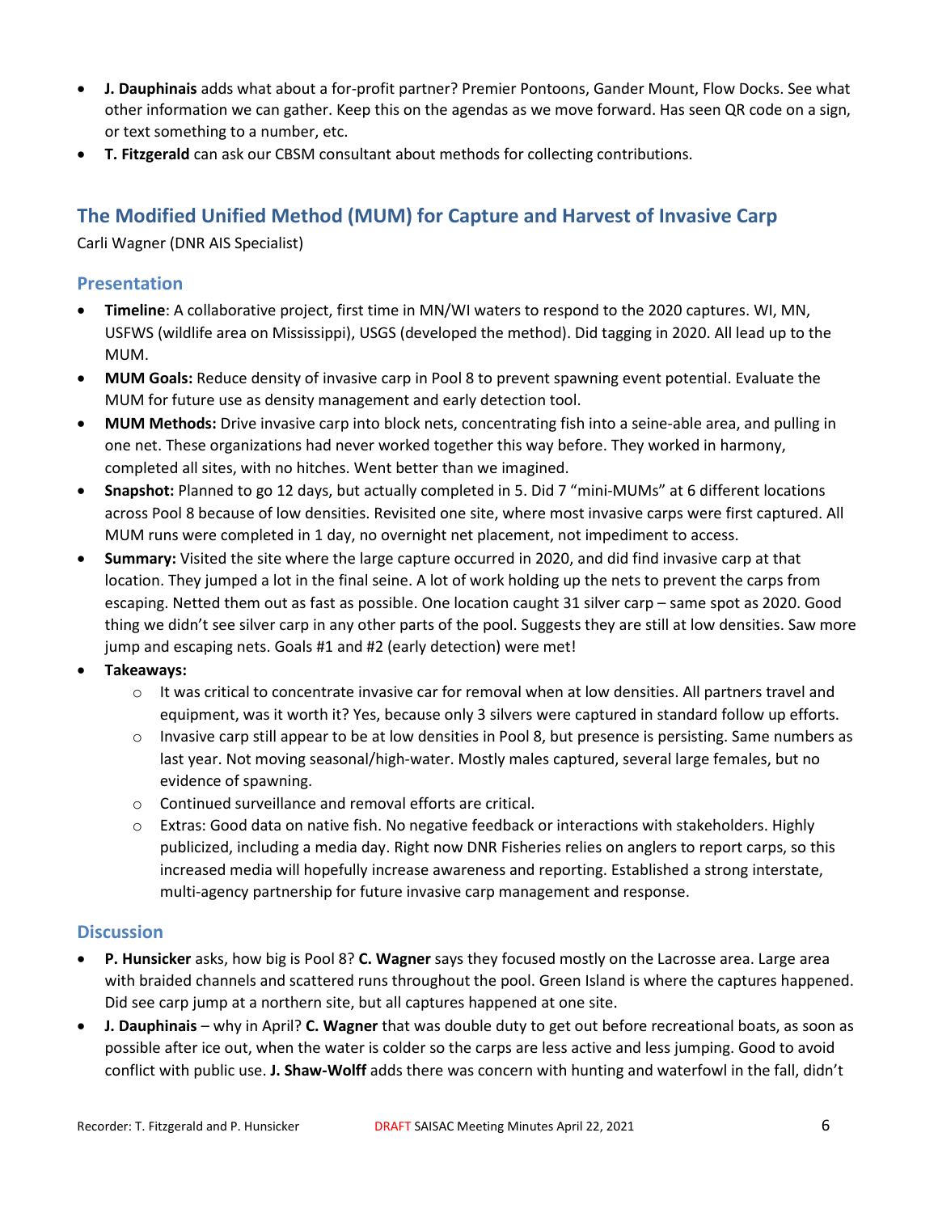- **J. Dauphinais** adds what about a for-profit partner? Premier Pontoons, Gander Mount, Flow Docks. See what other information we can gather. Keep this on the agendas as we move forward. Has seen QR code on a sign, or text something to a number, etc.
- **T. Fitzgerald** can ask our CBSM consultant about methods for collecting contributions.

## The Modified Unified Method (MUM) for Capture and Harvest of Invasive Carp

Carli Wagner (DNR AIS Specialist)

### Presentation

- **Timeline**: A collaborative project, first time in MN/WI waters to respond to the 2020 captures. WI, MN, USFWS (wildlife area on Mississippi), USGS (developed the method). Did tagging in 2020. All lead up to the MUM.
- **MUM Goals:** Reduce density of invasive carp in Pool 8 to prevent spawning event potential. Evaluate the MUM for future use as density management and early detection tool.
- **MUM Methods:** Drive invasive carp into block nets, concentrating fish into a seine-able area, and pulling in one net. These organizations had never worked together this way before. They worked in harmony, completed all sites, with no hitches. Went better than we imagined.
- **Snapshot:** Planned to go 12 days, but actually completed in 5. Did 7 "mini-MUMs" at 6 different locations across Pool 8 because of low densities. Revisited one site, where most invasive carps were first captured. All MUM runs were completed in 1 day, no overnight net placement, not impediment to access.
- **Summary:** Visited the site where the large capture occurred in 2020, and did find invasive carp at that location. They jumped a lot in the final seine. A lot of work holding up the nets to prevent the carps from escaping. Netted them out as fast as possible. One location caught 31 silver carp – same spot as 2020. Good thing we didn't see silver carp in any other parts of the pool. Suggests they are still at low densities. Saw more jump and escaping nets. Goals #1 and #2 (early detection) were met!
- **Takeaways:**
    - It was critical to concentrate invasive car for removal when at low densities. All partners travel and equipment, was it worth it? Yes, because only 3 silvers were captured in standard follow up efforts.
    - Invasive carp still appear to be at low densities in Pool 8, but presence is persisting. Same numbers as last year. Not moving seasonal/high-water. Mostly males captured, several large females, but no evidence of spawning.
    - Continued surveillance and removal efforts are critical.
    - Extras: Good data on native fish. No negative feedback or interactions with stakeholders. Highly publicized, including a media day. Right now DNR Fisheries relies on anglers to report carps, so this increased media will hopefully increase awareness and reporting. Established a strong interstate, multi-agency partnership for future invasive carp management and response.

### Discussion

- **P. Hunsicker** asks, how big is Pool 8? **C. Wagner** says they focused mostly on the Lacrosse area. Large area with braided channels and scattered runs throughout the pool. Green Island is where the captures happened. Did see carp jump at a northern site, but all captures happened at one site.
- **J. Dauphinais** – why in April? **C. Wagner** that was double duty to get out before recreational boats, as soon as possible after ice out, when the water is colder so the carps are less active and less jumping. Good to avoid conflict with public use. **J. Shaw-Wolff** adds there was concern with hunting and waterfowl in the fall, didn't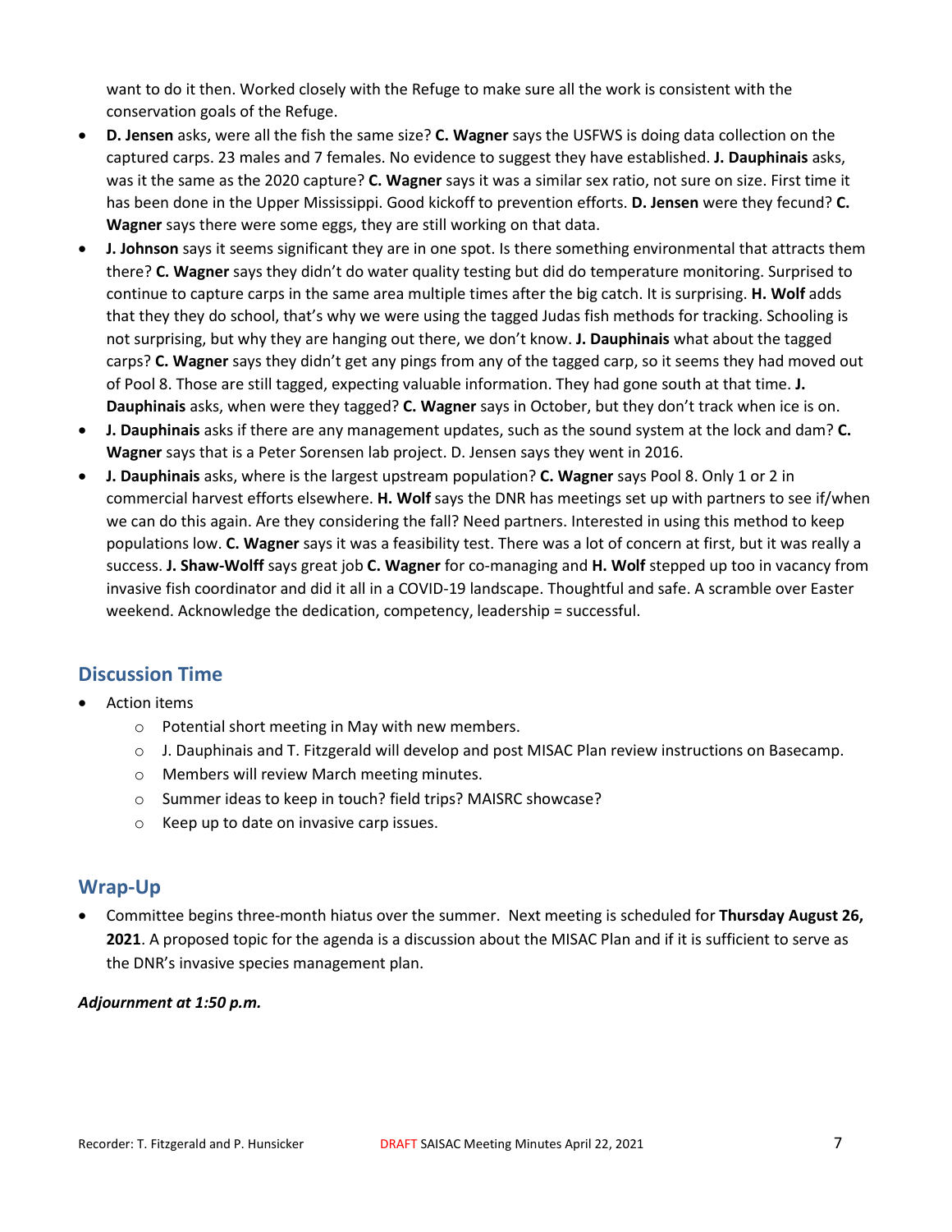want to do it then. Worked closely with the Refuge to make sure all the work is consistent with the conservation goals of the Refuge.

- **D. Jensen** asks, were all the fish the same size? **C. Wagner** says the USFWS is doing data collection on the captured carps. 23 males and 7 females. No evidence to suggest they have established. **J. Dauphinais** asks, was it the same as the 2020 capture? **C. Wagner** says it was a similar sex ratio, not sure on size. First time it has been done in the Upper Mississippi. Good kickoff to prevention efforts. **D. Jensen** were they fecund? **C. Wagner** says there were some eggs, they are still working on that data.
- **J. Johnson** says it seems significant they are in one spot. Is there something environmental that attracts them there? **C. Wagner** says they didn't do water quality testing but did do temperature monitoring. Surprised to continue to capture carps in the same area multiple times after the big catch. It is surprising. **H. Wolf** adds that they they do school, that's why we were using the tagged Judas fish methods for tracking. Schooling is not surprising, but why they are hanging out there, we don't know. **J. Dauphinais** what about the tagged carps? **C. Wagner** says they didn't get any pings from any of the tagged carp, so it seems they had moved out of Pool 8. Those are still tagged, expecting valuable information. They had gone south at that time. **J. Dauphinais** asks, when were they tagged? **C. Wagner** says in October, but they don't track when ice is on.
- **J. Dauphinais** asks if there are any management updates, such as the sound system at the lock and dam? **C. Wagner** says that is a Peter Sorensen lab project. D. Jensen says they went in 2016.
- **J. Dauphinais** asks, where is the largest upstream population? **C. Wagner** says Pool 8. Only 1 or 2 in commercial harvest efforts elsewhere. **H. Wolf** says the DNR has meetings set up with partners to see if/when we can do this again. Are they considering the fall? Need partners. Interested in using this method to keep populations low. **C. Wagner** says it was a feasibility test. There was a lot of concern at first, but it was really a success. **J. Shaw-Wolff** says great job **C. Wagner** for co-managing and **H. Wolf** stepped up too in vacancy from invasive fish coordinator and did it all in a COVID-19 landscape. Thoughtful and safe. A scramble over Easter weekend. Acknowledge the dedication, competency, leadership = successful.

## Discussion Time

- Action items
  - Potential short meeting in May with new members.
  - J. Dauphinais and T. Fitzgerald will develop and post MISAC Plan review instructions on Basecamp.
  - Members will review March meeting minutes.
  - Summer ideas to keep in touch? field trips? MAISRC showcase?
  - Keep up to date on invasive carp issues.

## Wrap-Up

- Committee begins three-month hiatus over the summer. Next meeting is scheduled for **Thursday August 26, 2021**. A proposed topic for the agenda is a discussion about the MISAC Plan and if it is sufficient to serve as the DNR's invasive species management plan.

***Adjournment at 1:50 p.m.***